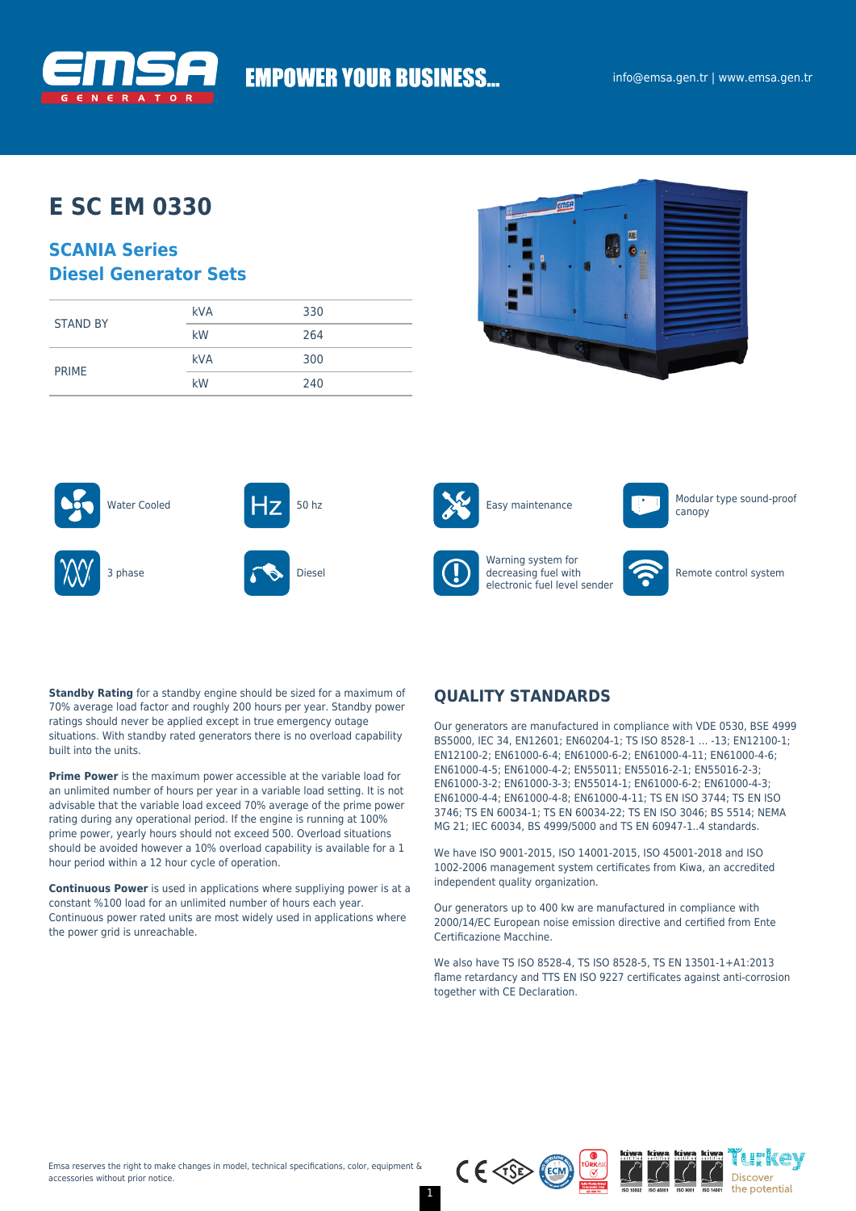EMPOWER YOUR BUSINESS...

info@emsa.gen.tr | www.emsa.gen.tr

# E SC EM 0330

## SCANIA Series
## Diesel Generator Sets

| | | |
|---|---|---|
| STAND BY | kVA | 330 |
| | kW | 264 |
| PRIME | kVA | 300 |
| | kW | 240 |

- Water Cooled
- 50 hz
- Easy maintenance
- Modular type sound-proof canopy
- 3 phase
- Diesel
- Warning system for decreasing fuel with electronic fuel level sender
- Remote control system

**Standby Rating** for a standby engine should be sized for a maximum of 70% average load factor and roughly 200 hours per year. Standby power ratings should never be applied except in true emergency outage situations. With standby rated generators there is no overload capability built into the units.

**Prime Power** is the maximum power accessible at the variable load for an unlimited number of hours per year in a variable load setting. It is not advisable that the variable load exceed 70% average of the prime power rating during any operational period. If the engine is running at 100% prime power, yearly hours should not exceed 500. Overload situations should be avoided however a 10% overload capability is available for a 1 hour period within a 12 hour cycle of operation.

**Continuous Power** is used in applications where suppliying power is at a constant %100 load for an unlimited number of hours each year. Continuous power rated units are most widely used in applications where the power grid is unreachable.

## QUALITY STANDARDS

Our generators are manufactured in compliance with VDE 0530, BSE 4999 BS5000, IEC 34, EN12601; EN60204-1; TS ISO 8528-1 ... -13; EN12100-1; EN12100-2; EN61000-6-4; EN61000-6-2; EN61000-4-11; EN61000-4-6; EN61000-4-5; EN61000-4-2; EN55011; EN55016-2-1; EN55016-2-3; EN61000-3-2; EN61000-3-3; EN55014-1; EN61000-6-2; EN61000-4-3; EN61000-4-4; EN61000-4-8; EN61000-4-11; TS EN ISO 3744; TS EN ISO 3746; TS EN 60034-1; TS EN 60034-22; TS EN ISO 3046; BS 5514; NEMA MG 21; IEC 60034, BS 4999/5000 and TS EN 60947-1..4 standards.

We have ISO 9001-2015, ISO 14001-2015, ISO 45001-2018 and ISO 1002-2006 management system certificates from Kiwa, an accredited independent quality organization.

Our generators up to 400 kw are manufactured in compliance with 2000/14/EC European noise emission directive and certified from Ente Certificazione Macchine.

We also have TS ISO 8528-4, TS ISO 8528-5, TS EN 13501-1+A1:2013 flame retardancy and TTS EN ISO 9227 certificates against anti-corrosion together with CE Declaration.

Emsa reserves the right to make changes in model, technical specifications, color, equipment & accessories without prior notice.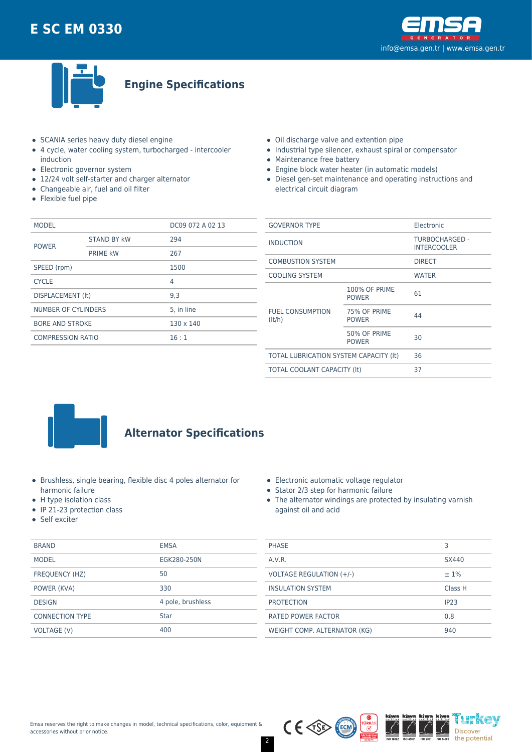# E SC EM 0330

## Engine Specifications

- SCANIA series heavy duty diesel engine
- 4 cycle, water cooling system, turbocharged - intercooler induction
- Electronic governor system
- 12/24 volt self-starter and charger alternator
- Changeable air, fuel and oil filter
- Flexible fuel pipe
- Oil discharge valve and extention pipe
- Industrial type silencer, exhaust spiral or compensator
- Maintenance free battery
- Engine block water heater (in automatic models)
- Diesel gen-set maintenance and operating instructions and electrical circuit diagram

| MODEL | | DC09 072 A 02 13 |
|---|---|---|
| POWER | STAND BY kW | 294 |
| | PRIME kW | 267 |
| SPEED (rpm) | | 1500 |
| CYCLE | | 4 |
| DISPLACEMENT (lt) | | 9,3 |
| NUMBER OF CYLINDERS | | 5, in line |
| BORE AND STROKE | | 130 x 140 |
| COMPRESSION RATIO | | 16 : 1 |

| GOVERNOR TYPE | | Electronic |
|---|---|---|
| INDUCTION | | TURBOCHARGED - INTERCOOLER |
| COMBUSTION SYSTEM | | DIRECT |
| COOLING SYSTEM | | WATER |
| FUEL CONSUMPTION (lt/h) | 100% OF PRIME POWER | 61 |
| | 75% OF PRIME POWER | 44 |
| | 50% OF PRIME POWER | 30 |
| TOTAL LUBRICATION SYSTEM CAPACITY (lt) | | 36 |
| TOTAL COOLANT CAPACITY (lt) | | 37 |

## Alternator Specifications

- Brushless, single bearing, flexible disc 4 poles alternator for harmonic failure
- H type isolation class
- IP 21-23 protection class
- Self exciter
- Electronic automatic voltage regulator
- Stator 2/3 step for harmonic failure
- The alternator windings are protected by insulating varnish against oil and acid

| BRAND | EMSA |
|---|---|
| MODEL | EGK280-250N |
| FREQUENCY (HZ) | 50 |
| POWER (KVA) | 330 |
| DESIGN | 4 pole, brushless |
| CONNECTION TYPE | Star |
| VOLTAGE (V) | 400 |

| PHASE | 3 |
|---|---|
| A.V.R. | SX440 |
| VOLTAGE REGULATION (+/-) | ± 1% |
| INSULATION SYSTEM | Class H |
| PROTECTION | IP23 |
| RATED POWER FACTOR | 0,8 |
| WEIGHT COMP. ALTERNATOR (KG) | 940 |

Emsa reserves the right to make changes in model, technical specifications, color, equipment & accessories without prior notice.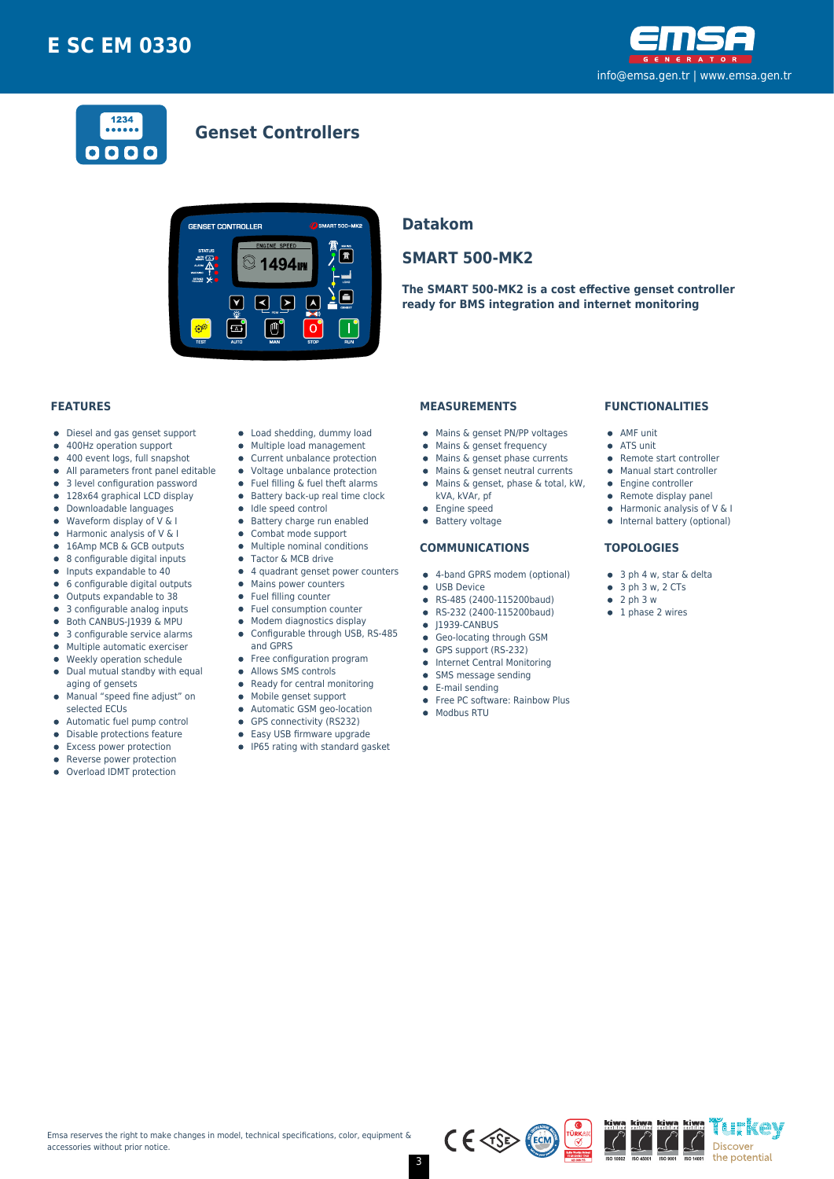# E SC EM 0330

info@emsa.gen.tr | www.emsa.gen.tr

## Genset Controllers

## Datakom

## SMART 500-MK2

**The SMART 500-MK2 is a cost effective genset controller ready for BMS integration and internet monitoring**

### FEATURES

- Diesel and gas genset support
- 400Hz operation support
- 400 event logs, full snapshot
- All parameters front panel editable
- 3 level configuration password
- 128x64 graphical LCD display
- Downloadable languages
- Waveform display of V & I
- Harmonic analysis of V & I
- 16Amp MCB & GCB outputs
- 8 configurable digital inputs
- Inputs expandable to 40
- 6 configurable digital outputs
- Outputs expandable to 38
- 3 configurable analog inputs
- Both CANBUS-J1939 & MPU
- 3 configurable service alarms
- Multiple automatic exerciser
- Weekly operation schedule
- Dual mutual standby with equal aging of gensets
- Manual "speed fine adjust" on selected ECUs
- Automatic fuel pump control
- Disable protections feature
- Excess power protection
- Reverse power protection
- Overload IDMT protection
- Load shedding, dummy load
- Multiple load management
- Current unbalance protection
- Voltage unbalance protection
- Fuel filling & fuel theft alarms
- Battery back-up real time clock
- Idle speed control
- Battery charge run enabled
- Combat mode support
- Multiple nominal conditions
- Tactor & MCB drive
- 4 quadrant genset power counters
- Mains power counters
- Fuel filling counter
- Fuel consumption counter
- Modem diagnostics display
- Configurable through USB, RS-485 and GPRS
- Free configuration program
- Allows SMS controls
- Ready for central monitoring
- Mobile genset support
- Automatic GSM geo-location
- GPS connectivity (RS232)
- Easy USB firmware upgrade
- IP65 rating with standard gasket

### MEASUREMENTS

- Mains & genset PN/PP voltages
- Mains & genset frequency
- Mains & genset phase currents
- Mains & genset neutral currents
- Mains & genset, phase & total, kW, kVA, kVAr, pf
- Engine speed
- Battery voltage

### COMMUNICATIONS

- 4-band GPRS modem (optional)
- USB Device
- RS-485 (2400-115200baud)
- RS-232 (2400-115200baud)
- J1939-CANBUS
- Geo-locating through GSM
- GPS support (RS-232)
- Internet Central Monitoring
- SMS message sending
- E-mail sending
- Free PC software: Rainbow Plus
- Modbus RTU

### FUNCTIONALITIES

- AMF unit
- ATS unit
- Remote start controller
- Manual start controller
- Engine controller
- Remote display panel
- Harmonic analysis of V & I
- Internal battery (optional)

### TOPOLOGIES

- 3 ph 4 w, star & delta
- 3 ph 3 w, 2 CTs
- 2 ph 3 w
- 1 phase 2 wires

Emsa reserves the right to make changes in model, technical specifications, color, equipment & accessories without prior notice.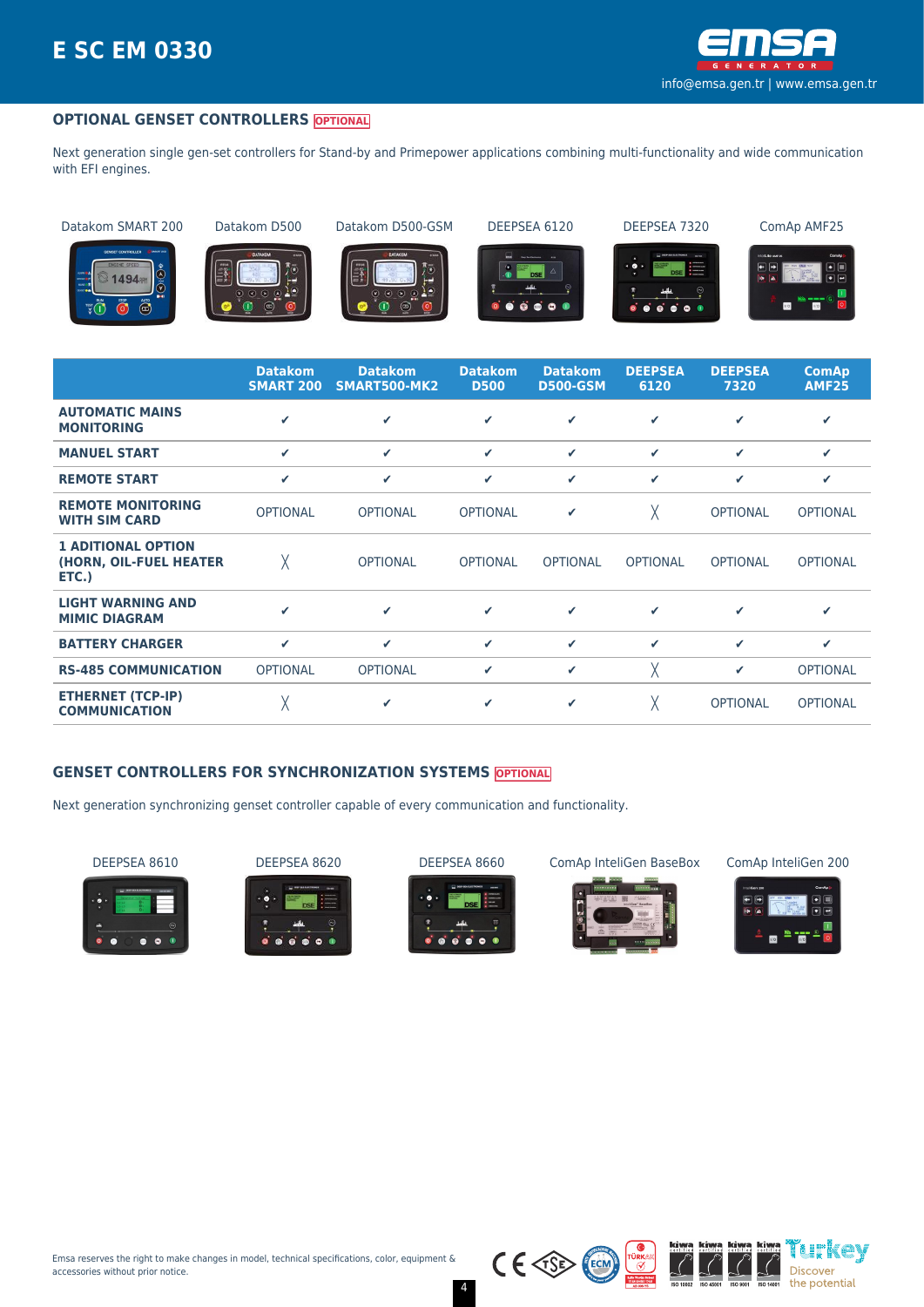## OPTIONAL GENSET CONTROLLERS OPTIONAL

Next generation single gen-set controllers for Stand-by and Primepower applications combining multi-functionality and wide communication with EFI engines.

Datakom SMART 200 | Datakom D500 | Datakom D500-GSM | DEEPSEA 6120 | DEEPSEA 7320 | ComAp AMF25

| | Datakom SMART 200 | Datakom SMART500-MK2 | Datakom D500 | Datakom D500-GSM | DEEPSEA 6120 | DEEPSEA 7320 | ComAp AMF25 |
|---|---|---|---|---|---|---|---|
| **AUTOMATIC MAINS MONITORING** | ✔ | ✔ | ✔ | ✔ | ✔ | ✔ | ✔ |
| **MANUEL START** | ✔ | ✔ | ✔ | ✔ | ✔ | ✔ | ✔ |
| **REMOTE START** | ✔ | ✔ | ✔ | ✔ | ✔ | ✔ | ✔ |
| **REMOTE MONITORING WITH SIM CARD** | OPTIONAL | OPTIONAL | OPTIONAL | ✔ | ╳ | OPTIONAL | OPTIONAL |
| **1 ADITIONAL OPTION (HORN, OIL-FUEL HEATER ETC.)** | ╳ | OPTIONAL | OPTIONAL | OPTIONAL | OPTIONAL | OPTIONAL | OPTIONAL |
| **LIGHT WARNING AND MIMIC DIAGRAM** | ✔ | ✔ | ✔ | ✔ | ✔ | ✔ | ✔ |
| **BATTERY CHARGER** | ✔ | ✔ | ✔ | ✔ | ✔ | ✔ | ✔ |
| **RS-485 COMMUNICATION** | OPTIONAL | OPTIONAL | ✔ | ✔ | ╳ | ✔ | OPTIONAL |
| **ETHERNET (TCP-IP) COMMUNICATION** | ╳ | ✔ | ✔ | ✔ | ╳ | OPTIONAL | OPTIONAL |

## GENSET CONTROLLERS FOR SYNCHRONIZATION SYSTEMS OPTIONAL

Next generation synchronizing genset controller capable of every communication and functionality.

DEEPSEA 8610 | DEEPSEA 8620 | DEEPSEA 8660 | ComAp InteliGen BaseBox | ComAp InteliGen 200

Emsa reserves the right to make changes in model, technical specifications, color, equipment & accessories without prior notice.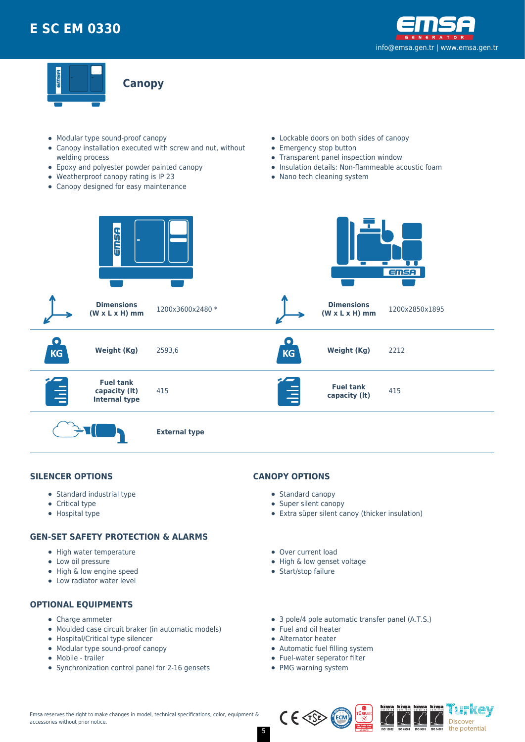# E SC EM 0330

info@emsa.gen.tr | www.emsa.gen.tr

## Canopy

- Modular type sound-proof canopy
- Canopy installation executed with screw and nut, without welding process
- Epoxy and polyester powder painted canopy
- Weatherproof canopy rating is IP 23
- Canopy designed for easy maintenance
- Lockable doors on both sides of canopy
- Emergency stop button
- Transparent panel inspection window
- Insulation details: Non-flammeable acoustic foam
- Nano tech cleaning system

| | | | |
|---|---|---|---|
| **Dimensions (W x L x H) mm** | 1200x3600x2480 * | **Dimensions (W x L x H) mm** | 1200x2850x1895 |
| **Weight (Kg)** | 2593,6 | **Weight (Kg)** | 2212 |
| **Fuel tank capacity (lt) Internal type** | 415 | **Fuel tank capacity (lt)** | 415 |
| **External type** | | | |

### SILENCER OPTIONS

- Standard industrial type
- Critical type
- Hospital type

### CANOPY OPTIONS

- Standard canopy
- Super silent canopy
- Extra süper silent canoy (thicker insulation)

### GEN-SET SAFETY PROTECTION & ALARMS

- High water temperature
- Low oil pressure
- High & low engine speed
- Low radiator water level
- Over current load
- High & low genset voltage
- Start/stop failure

### OPTIONAL EQUIPMENTS

- Charge ammeter
- Moulded case circuit braker (in automatic models)
- Hospital/Critical type silencer
- Modular type sound-proof canopy
- Mobile - trailer
- Synchronization control panel for 2-16 gensets
- 3 pole/4 pole automatic transfer panel (A.T.S.)
- Fuel and oil heater
- Alternator heater
- Automatic fuel filling system
- Fuel-water seperator filter
- PMG warning system

Emsa reserves the right to make changes in model, technical specifications, color, equipment & accessories without prior notice.